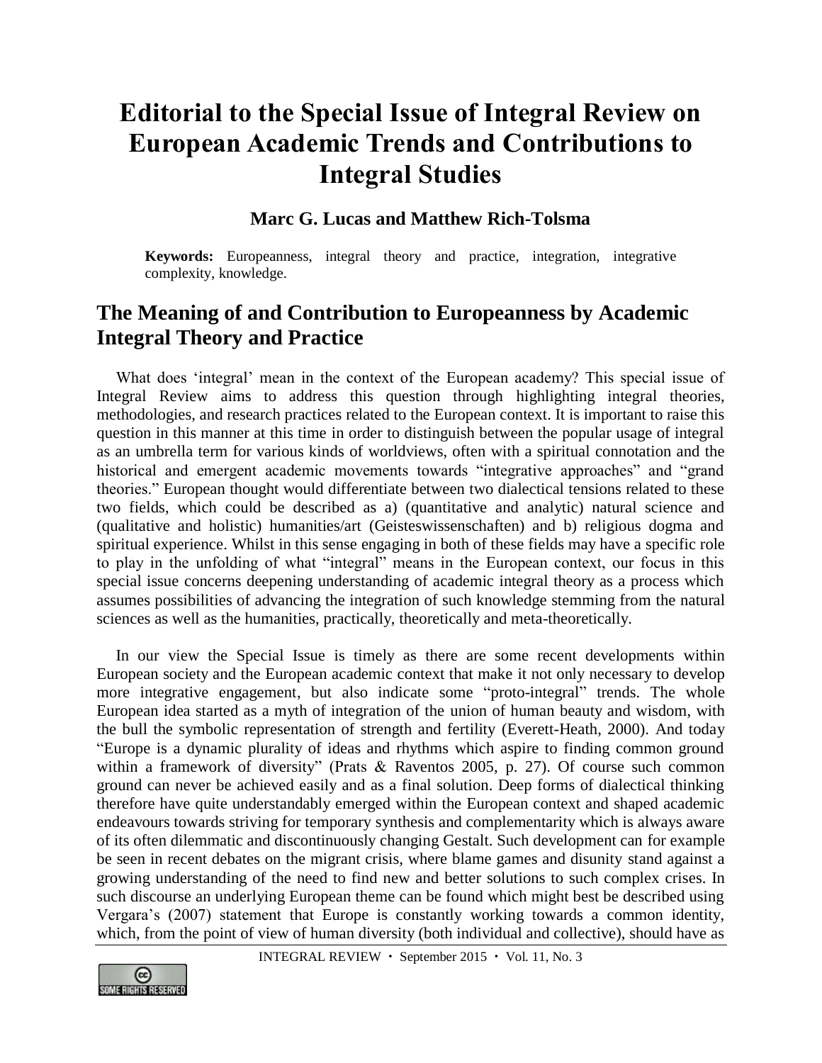# Editorial to the Special Issue of Integral Review on European Academic Trends and Contributions to Integral Studies

**Marc G. Lucas and Matthew Rich-Tolsma**

**Keywords:** Europeanness, integral theory and practice, integration, integrative complexity, knowledge.

## The Meaning of and Contribution to Europeanness by Academic Integral Theory and Practice

What does 'integral' mean in the context of the European academy? This special issue of Integral Review aims to address this question through highlighting integral theories, methodologies, and research practices related to the European context. It is important to raise this question in this manner at this time in order to distinguish between the popular usage of integral as an umbrella term for various kinds of worldviews, often with a spiritual connotation and the historical and emergent academic movements towards "integrative approaches" and "grand theories." European thought would differentiate between two dialectical tensions related to these two fields, which could be described as a) (quantitative and analytic) natural science and (qualitative and holistic) humanities/art (Geisteswissenschaften) and b) religious dogma and spiritual experience. Whilst in this sense engaging in both of these fields may have a specific role to play in the unfolding of what "integral" means in the European context, our focus in this special issue concerns deepening understanding of academic integral theory as a process which assumes possibilities of advancing the integration of such knowledge stemming from the natural sciences as well as the humanities, practically, theoretically and meta-theoretically.

In our view the Special Issue is timely as there are some recent developments within European society and the European academic context that make it not only necessary to develop more integrative engagement, but also indicate some "proto-integral" trends. The whole European idea started as a myth of integration of the union of human beauty and wisdom, with the bull the symbolic representation of strength and fertility (Everett-Heath, 2000). And today "Europe is a dynamic plurality of ideas and rhythms which aspire to finding common ground within a framework of diversity" (Prats & Raventos 2005, p. 27). Of course such common ground can never be achieved easily and as a final solution. Deep forms of dialectical thinking therefore have quite understandably emerged within the European context and shaped academic endeavours towards striving for temporary synthesis and complementarity which is always aware of its often dilemmatic and discontinuously changing Gestalt. Such development can for example be seen in recent debates on the migrant crisis, where blame games and disunity stand against a growing understanding of the need to find new and better solutions to such complex crises. In such discourse an underlying European theme can be found which might best be described using Vergara's (2007) statement that Europe is constantly working towards a common identity, which, from the point of view of human diversity (both individual and collective), should have as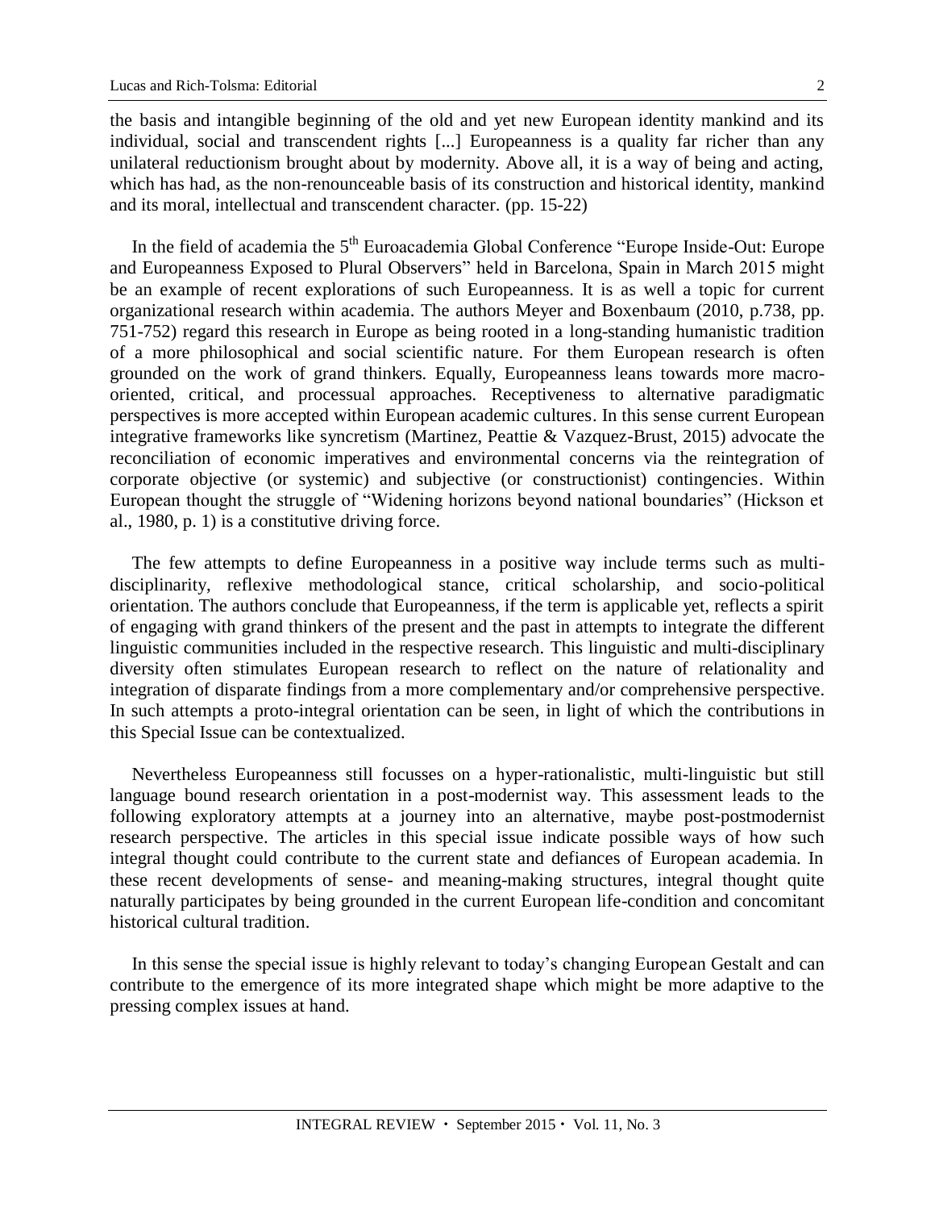the basis and intangible beginning of the old and yet new European identity mankind and its individual, social and transcendent rights [...] Europeanness is a quality far richer than any unilateral reductionism brought about by modernity. Above all, it is a way of being and acting, which has had, as the non-renounceable basis of its construction and historical identity, mankind and its moral, intellectual and transcendent character. (pp. 15-22)

In the field of academia the 5th Euroacademia Global Conference "Europe Inside-Out: Europe and Europeanness Exposed to Plural Observers" held in Barcelona, Spain in March 2015 might be an example of recent explorations of such Europeanness. It is as well a topic for current organizational research within academia. The authors Meyer and Boxenbaum (2010, p.738, pp. 751-752) regard this research in Europe as being rooted in a long-standing humanistic tradition of a more philosophical and social scientific nature. For them European research is often grounded on the work of grand thinkers. Equally, Europeanness leans towards more macro-oriented, critical, and processual approaches. Receptiveness to alternative paradigmatic perspectives is more accepted within European academic cultures. In this sense current European integrative frameworks like syncretism (Martinez, Peattie & Vazquez-Brust, 2015) advocate the reconciliation of economic imperatives and environmental concerns via the reintegration of corporate objective (or systemic) and subjective (or constructionist) contingencies. Within European thought the struggle of "Widening horizons beyond national boundaries" (Hickson et al., 1980, p. 1) is a constitutive driving force.

The few attempts to define Europeanness in a positive way include terms such as multi-disciplinarity, reflexive methodological stance, critical scholarship, and socio-political orientation. The authors conclude that Europeanness, if the term is applicable yet, reflects a spirit of engaging with grand thinkers of the present and the past in attempts to integrate the different linguistic communities included in the respective research. This linguistic and multi-disciplinary diversity often stimulates European research to reflect on the nature of relationality and integration of disparate findings from a more complementary and/or comprehensive perspective. In such attempts a proto-integral orientation can be seen, in light of which the contributions in this Special Issue can be contextualized.

Nevertheless Europeanness still focusses on a hyper-rationalistic, multi-linguistic but still language bound research orientation in a post-modernist way. This assessment leads to the following exploratory attempts at a journey into an alternative, maybe post-postmodernist research perspective. The articles in this special issue indicate possible ways of how such integral thought could contribute to the current state and defiances of European academia. In these recent developments of sense- and meaning-making structures, integral thought quite naturally participates by being grounded in the current European life-condition and concomitant historical cultural tradition.

In this sense the special issue is highly relevant to today's changing European Gestalt and can contribute to the emergence of its more integrated shape which might be more adaptive to the pressing complex issues at hand.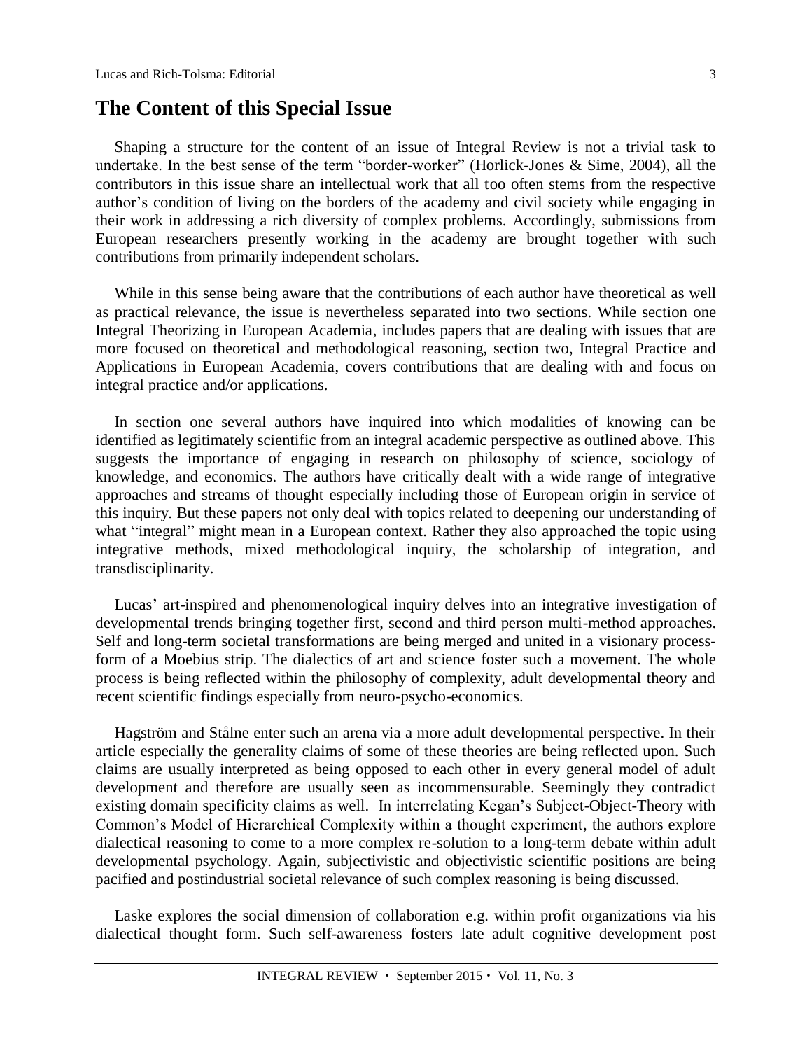## The Content of this Special Issue

Shaping a structure for the content of an issue of Integral Review is not a trivial task to undertake. In the best sense of the term "border-worker" (Horlick-Jones & Sime, 2004), all the contributors in this issue share an intellectual work that all too often stems from the respective author's condition of living on the borders of the academy and civil society while engaging in their work in addressing a rich diversity of complex problems. Accordingly, submissions from European researchers presently working in the academy are brought together with such contributions from primarily independent scholars.

While in this sense being aware that the contributions of each author have theoretical as well as practical relevance, the issue is nevertheless separated into two sections. While section one Integral Theorizing in European Academia, includes papers that are dealing with issues that are more focused on theoretical and methodological reasoning, section two, Integral Practice and Applications in European Academia, covers contributions that are dealing with and focus on integral practice and/or applications.

In section one several authors have inquired into which modalities of knowing can be identified as legitimately scientific from an integral academic perspective as outlined above. This suggests the importance of engaging in research on philosophy of science, sociology of knowledge, and economics. The authors have critically dealt with a wide range of integrative approaches and streams of thought especially including those of European origin in service of this inquiry. But these papers not only deal with topics related to deepening our understanding of what "integral" might mean in a European context. Rather they also approached the topic using integrative methods, mixed methodological inquiry, the scholarship of integration, and transdisciplinarity.

Lucas' art-inspired and phenomenological inquiry delves into an integrative investigation of developmental trends bringing together first, second and third person multi-method approaches. Self and long-term societal transformations are being merged and united in a visionary process-form of a Moebius strip. The dialectics of art and science foster such a movement. The whole process is being reflected within the philosophy of complexity, adult developmental theory and recent scientific findings especially from neuro-psycho-economics.

Hagström and Stålne enter such an arena via a more adult developmental perspective. In their article especially the generality claims of some of these theories are being reflected upon. Such claims are usually interpreted as being opposed to each other in every general model of adult development and therefore are usually seen as incommensurable. Seemingly they contradict existing domain specificity claims as well. In interrelating Kegan's Subject-Object-Theory with Common's Model of Hierarchical Complexity within a thought experiment, the authors explore dialectical reasoning to come to a more complex re-solution to a long-term debate within adult developmental psychology. Again, subjectivistic and objectivistic scientific positions are being pacified and postindustrial societal relevance of such complex reasoning is being discussed.

Laske explores the social dimension of collaboration e.g. within profit organizations via his dialectical thought form. Such self-awareness fosters late adult cognitive development post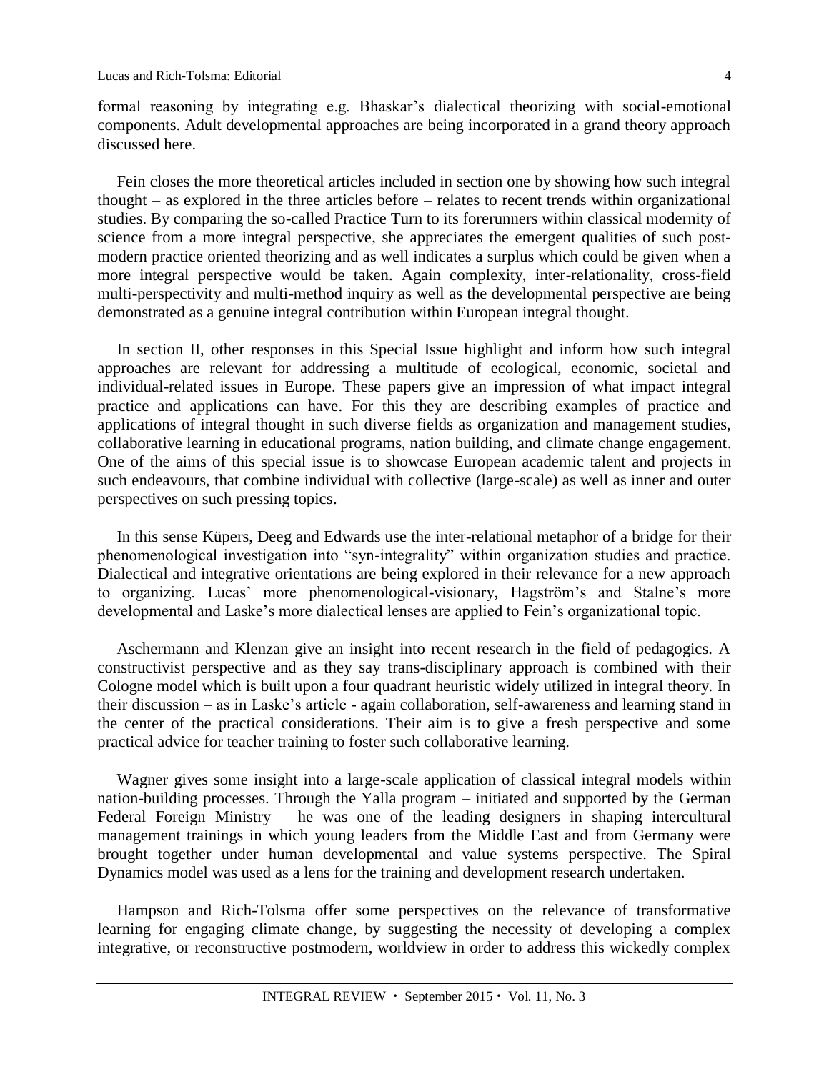formal reasoning by integrating e.g. Bhaskar's dialectical theorizing with social-emotional components. Adult developmental approaches are being incorporated in a grand theory approach discussed here.

Fein closes the more theoretical articles included in section one by showing how such integral thought – as explored in the three articles before – relates to recent trends within organizational studies. By comparing the so-called Practice Turn to its forerunners within classical modernity of science from a more integral perspective, she appreciates the emergent qualities of such post-modern practice oriented theorizing and as well indicates a surplus which could be given when a more integral perspective would be taken. Again complexity, inter-relationality, cross-field multi-perspectivity and multi-method inquiry as well as the developmental perspective are being demonstrated as a genuine integral contribution within European integral thought.

In section II, other responses in this Special Issue highlight and inform how such integral approaches are relevant for addressing a multitude of ecological, economic, societal and individual-related issues in Europe. These papers give an impression of what impact integral practice and applications can have. For this they are describing examples of practice and applications of integral thought in such diverse fields as organization and management studies, collaborative learning in educational programs, nation building, and climate change engagement. One of the aims of this special issue is to showcase European academic talent and projects in such endeavours, that combine individual with collective (large-scale) as well as inner and outer perspectives on such pressing topics.

In this sense Küpers, Deeg and Edwards use the inter-relational metaphor of a bridge for their phenomenological investigation into "syn-integrality" within organization studies and practice. Dialectical and integrative orientations are being explored in their relevance for a new approach to organizing. Lucas' more phenomenological-visionary, Hagström's and Stalne's more developmental and Laske's more dialectical lenses are applied to Fein's organizational topic.

Aschermann and Klenzan give an insight into recent research in the field of pedagogics. A constructivist perspective and as they say trans-disciplinary approach is combined with their Cologne model which is built upon a four quadrant heuristic widely utilized in integral theory. In their discussion – as in Laske's article - again collaboration, self-awareness and learning stand in the center of the practical considerations. Their aim is to give a fresh perspective and some practical advice for teacher training to foster such collaborative learning.

Wagner gives some insight into a large-scale application of classical integral models within nation-building processes. Through the Yalla program – initiated and supported by the German Federal Foreign Ministry – he was one of the leading designers in shaping intercultural management trainings in which young leaders from the Middle East and from Germany were brought together under human developmental and value systems perspective. The Spiral Dynamics model was used as a lens for the training and development research undertaken.

Hampson and Rich-Tolsma offer some perspectives on the relevance of transformative learning for engaging climate change, by suggesting the necessity of developing a complex integrative, or reconstructive postmodern, worldview in order to address this wickedly complex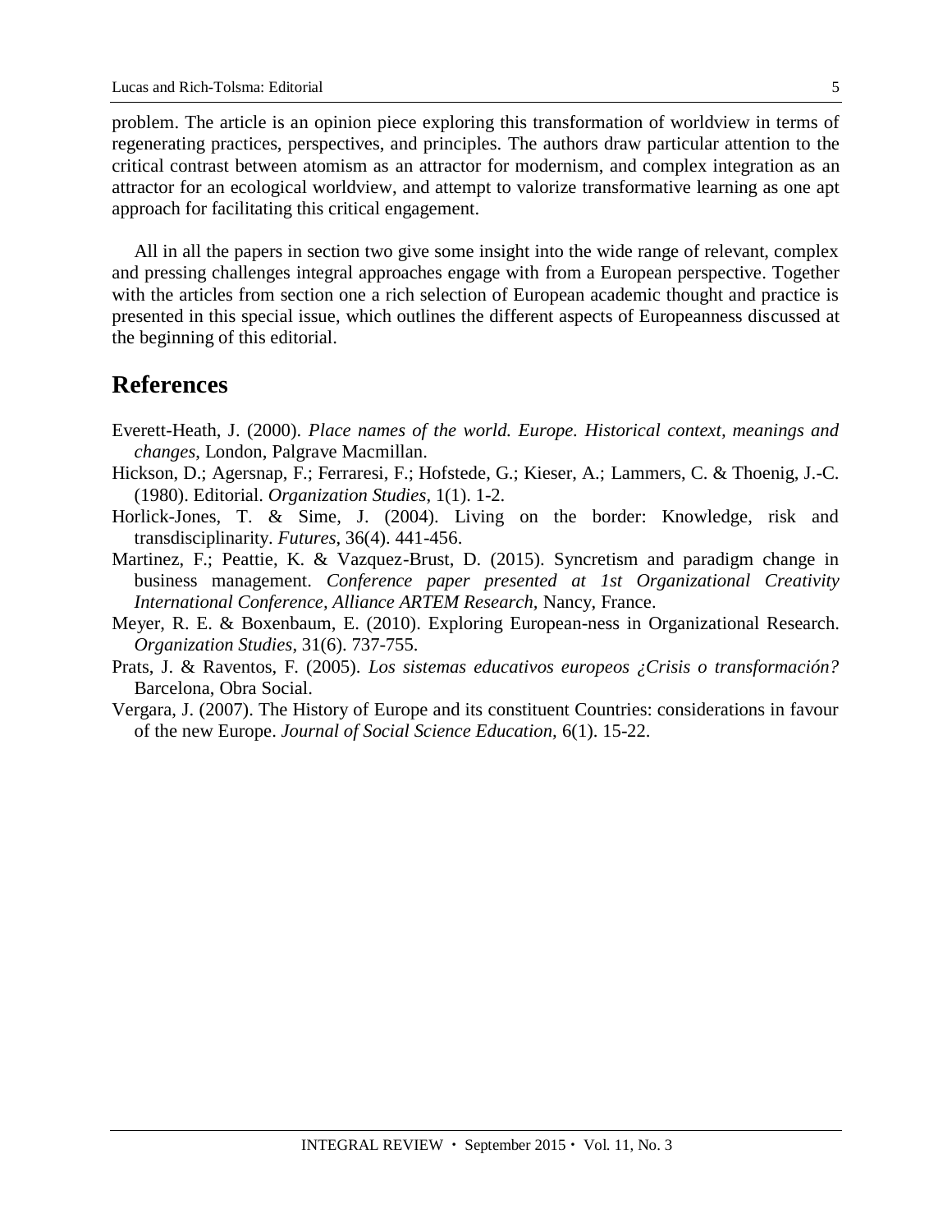problem. The article is an opinion piece exploring this transformation of worldview in terms of regenerating practices, perspectives, and principles. The authors draw particular attention to the critical contrast between atomism as an attractor for modernism, and complex integration as an attractor for an ecological worldview, and attempt to valorize transformative learning as one apt approach for facilitating this critical engagement.

All in all the papers in section two give some insight into the wide range of relevant, complex and pressing challenges integral approaches engage with from a European perspective. Together with the articles from section one a rich selection of European academic thought and practice is presented in this special issue, which outlines the different aspects of Europeanness discussed at the beginning of this editorial.

## References

Everett-Heath, J. (2000). *Place names of the world. Europe. Historical context, meanings and changes*, London, Palgrave Macmillan.

Hickson, D.; Agersnap, F.; Ferraresi, F.; Hofstede, G.; Kieser, A.; Lammers, C. & Thoenig, J.-C. (1980). Editorial. *Organization Studies*, 1(1). 1-2.

Horlick-Jones, T. & Sime, J. (2004). Living on the border: Knowledge, risk and transdisciplinarity. *Futures*, 36(4). 441-456.

Martinez, F.; Peattie, K. & Vazquez-Brust, D. (2015). Syncretism and paradigm change in business management. *Conference paper presented at 1st Organizational Creativity International Conference, Alliance ARTEM Research,* Nancy, France.

Meyer, R. E. & Boxenbaum, E. (2010). Exploring European-ness in Organizational Research. *Organization Studies*, 31(6). 737-755.

Prats, J. & Raventos, F. (2005). *Los sistemas educativos europeos ¿Crisis o transformación?* Barcelona, Obra Social.

Vergara, J. (2007). The History of Europe and its constituent Countries: considerations in favour of the new Europe. *Journal of Social Science Education,* 6(1). 15-22.